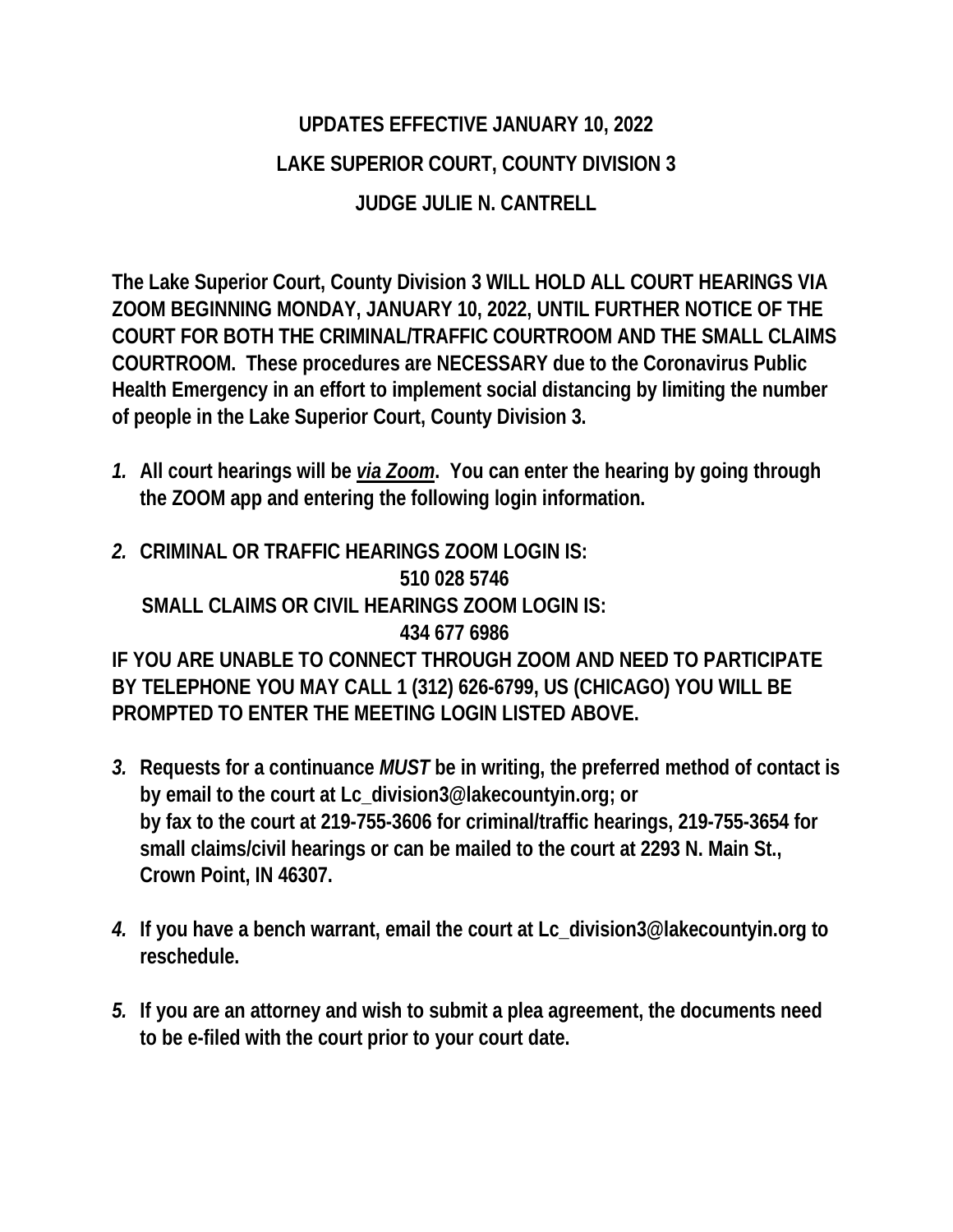# UPDATES EFFECTIVE JANUARY 10, 2022

# LAKE SUPERIOR COURT, COUNTY DIVISION 3

# JUDGE JULIE N. CANTRELL

**The Lake Superior Court, County Division 3 WILL HOLD ALL COURT HEARINGS VIA ZOOM BEGINNING MONDAY, JANUARY 10, 2022, UNTIL FURTHER NOTICE OF THE COURT FOR BOTH THE CRIMINAL/TRAFFIC COURTROOM AND THE SMALL CLAIMS COURTROOM. These procedures are NECESSARY due to the Coronavirus Public Health Emergency in an effort to implement social distancing by limiting the number of people in the Lake Superior Court, County Division 3.**

1. **All court hearings will be *via Zoom*. You can enter the hearing by going through the ZOOM app and entering the following login information.**

2. **CRIMINAL OR TRAFFIC HEARINGS ZOOM LOGIN IS:**
   **510 028 5746**
   **SMALL CLAIMS OR CIVIL HEARINGS ZOOM LOGIN IS:**
   **434 677 6986**

**IF YOU ARE UNABLE TO CONNECT THROUGH ZOOM AND NEED TO PARTICIPATE BY TELEPHONE YOU MAY CALL 1 (312) 626-6799, US (CHICAGO) YOU WILL BE PROMPTED TO ENTER THE MEETING LOGIN LISTED ABOVE.**

3. **Requests for a continuance *MUST* be in writing, the preferred method of contact is by email to the court at Lc_division3@lakecountyin.org; or by fax to the court at 219-755-3606 for criminal/traffic hearings, 219-755-3654 for small claims/civil hearings or can be mailed to the court at 2293 N. Main St., Crown Point, IN 46307.**

4. **If you have a bench warrant, email the court at Lc_division3@lakecountyin.org to reschedule.**

5. **If you are an attorney and wish to submit a plea agreement, the documents need to be e-filed with the court prior to your court date.**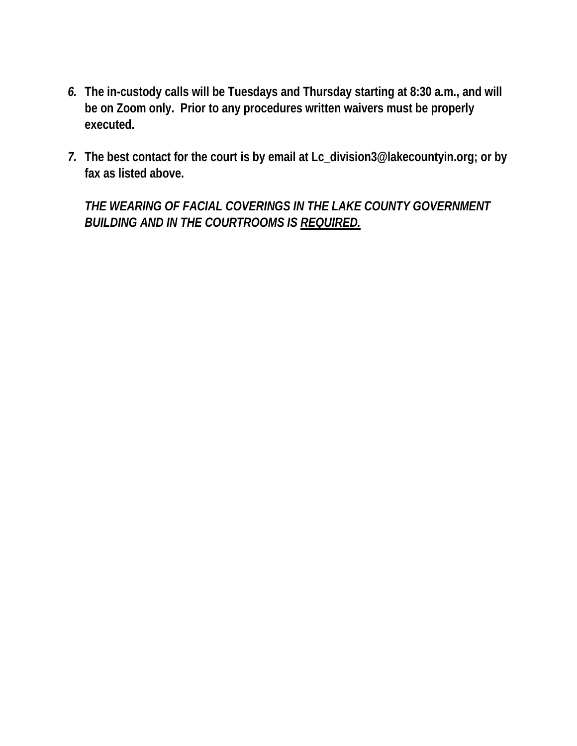6. **The in-custody calls will be Tuesdays and Thursday starting at 8:30 a.m., and will be on Zoom only. Prior to any procedures written waivers must be properly executed.**

7. **The best contact for the court is by email at Lc_division3@lakecountyin.org; or by fax as listed above.**

   ***THE WEARING OF FACIAL COVERINGS IN THE LAKE COUNTY GOVERNMENT BUILDING AND IN THE COURTROOMS IS <u>REQUIRED.</u>***